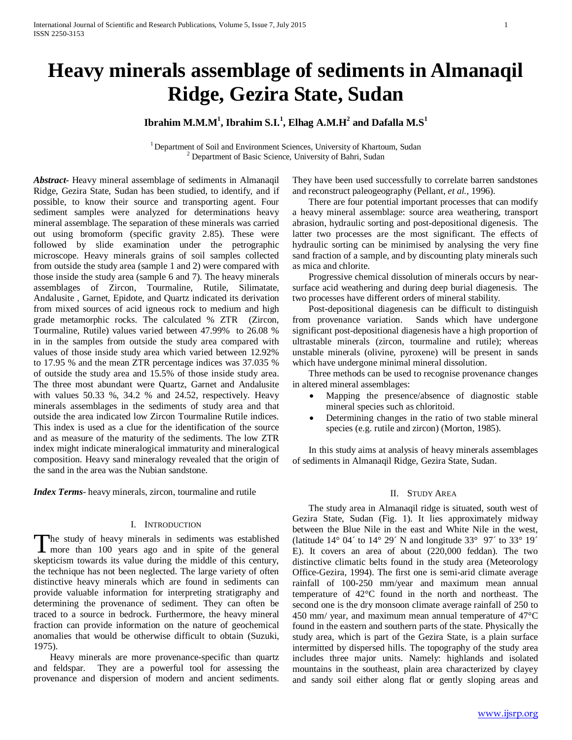# Heavy minerals assemblage of sediments in Almanaqil Ridge, Gezira State, Sudan

**Ibrahim M.M.M[1], Ibrahim S.I.[1], Elhag A.M.H[2] and Dafalla M.S[1]**

[1] Department of Soil and Environment Sciences, University of Khartoum, Sudan
[2] Department of Basic Science, University of Bahri, Sudan

***Abstract-*** Heavy mineral assemblage of sediments in Almanaqil Ridge, Gezira State, Sudan has been studied, to identify, and if possible, to know their source and transporting agent. Four sediment samples were analyzed for determinations heavy mineral assemblage. The separation of these minerals was carried out using bromoform (specific gravity 2.85). These were followed by slide examination under the petrographic microscope. Heavy minerals grains of soil samples collected from outside the study area (sample 1 and 2) were compared with those inside the study area (sample 6 and 7). The heavy minerals assemblages of Zircon, Tourmaline, Rutile, Silimatate, Andalusite , Garnet, Epidote, and Quartz indicated its derivation from mixed sources of acid igneous rock to medium and high grade metamorphic rocks. The calculated % ZTR (Zircon, Tourmaline, Rutile) values varied between 47.99% to 26.08 % in in the samples from outside the study area compared with values of those inside study area which varied between 12.92% to 17.95 % and the mean ZTR percentage indices was 37.035 % of outside the study area and 15.5% of those inside study area. The three most abundant were Quartz, Garnet and Andalusite with values 50.33 %, 34.2 % and 24.52, respectively. Heavy minerals assemblages in the sediments of study area and that outside the area indicated low Zircon Tourmaline Rutile indices. This index is used as a clue for the identification of the source and as measure of the maturity of the sediments. The low ZTR index might indicate mineralogical immaturity and mineralogical composition. Heavy sand mineralogy revealed that the origin of the sand in the area was the Nubian sandstone.

***Index Terms-*** heavy minerals, zircon, tourmaline and rutile

## I. Introduction

The study of heavy minerals in sediments was established more than 100 years ago and in spite of the general skepticism towards its value during the middle of this century, the technique has not been neglected. The large variety of often distinctive heavy minerals which are found in sediments can provide valuable information for interpreting stratigraphy and determining the provenance of sediment. They can often be traced to a source in bedrock. Furthermore, the heavy mineral fraction can provide information on the nature of geochemical anomalies that would be otherwise difficult to obtain (Suzuki, 1975).

Heavy minerals are more provenance-specific than quartz and feldspar. They are a powerful tool for assessing the provenance and dispersion of modern and ancient sediments. They have been used successfully to correlate barren sandstones and reconstruct paleogeography (Pellant, *et al.*, 1996).

There are four potential important processes that can modify a heavy mineral assemblage: source area weathering, transport abrasion, hydraulic sorting and post-depositional digenesis. The latter two processes are the most significant. The effects of hydraulic sorting can be minimised by analysing the very fine sand fraction of a sample, and by discounting platy minerals such as mica and chlorite.

Progressive chemical dissolution of minerals occurs by near-surface acid weathering and during deep burial diagenesis. The two processes have different orders of mineral stability.

Post-depositional diagenesis can be difficult to distinguish from provenance variation. Sands which have undergone significant post-depositional diagenesis have a high proportion of ultrastable minerals (zircon, tourmaline and rutile); whereas unstable minerals (olivine, pyroxene) will be present in sands which have undergone minimal mineral dissolution.

Three methods can be used to recognise provenance changes in altered mineral assemblages:

- Mapping the presence/absence of diagnostic stable mineral species such as chloritoid.
- Determining changes in the ratio of two stable mineral species (e.g. rutile and zircon) (Morton, 1985).

In this study aims at analysis of heavy minerals assemblages of sediments in Almanaqil Ridge, Gezira State, Sudan.

## II. Study Area

The study area in Almanaqil ridge is situated, south west of Gezira State, Sudan (Fig. 1). It lies approximately midway between the Blue Nile in the east and White Nile in the west, (latitude 14° 04´ to 14° 29´ N and longitude 33° 97´ to 33° 19´ E). It covers an area of about (220,000 feddan). The two distinctive climatic belts found in the study area (Meteorology Office-Gezira, 1994). The first one is semi-arid climate average rainfall of 100-250 mm/year and maximum mean annual temperature of 42°C found in the north and northeast. The second one is the dry monsoon climate average rainfall of 250 to 450 mm/ year, and maximum mean annual temperature of 47°C found in the eastern and southern parts of the state. Physically the study area, which is part of the Gezira State, is a plain surface intermitted by dispersed hills. The topography of the study area includes three major units. Namely: highlands and isolated mountains in the southeast, plain area characterized by clayey and sandy soil either along flat or gently sloping areas and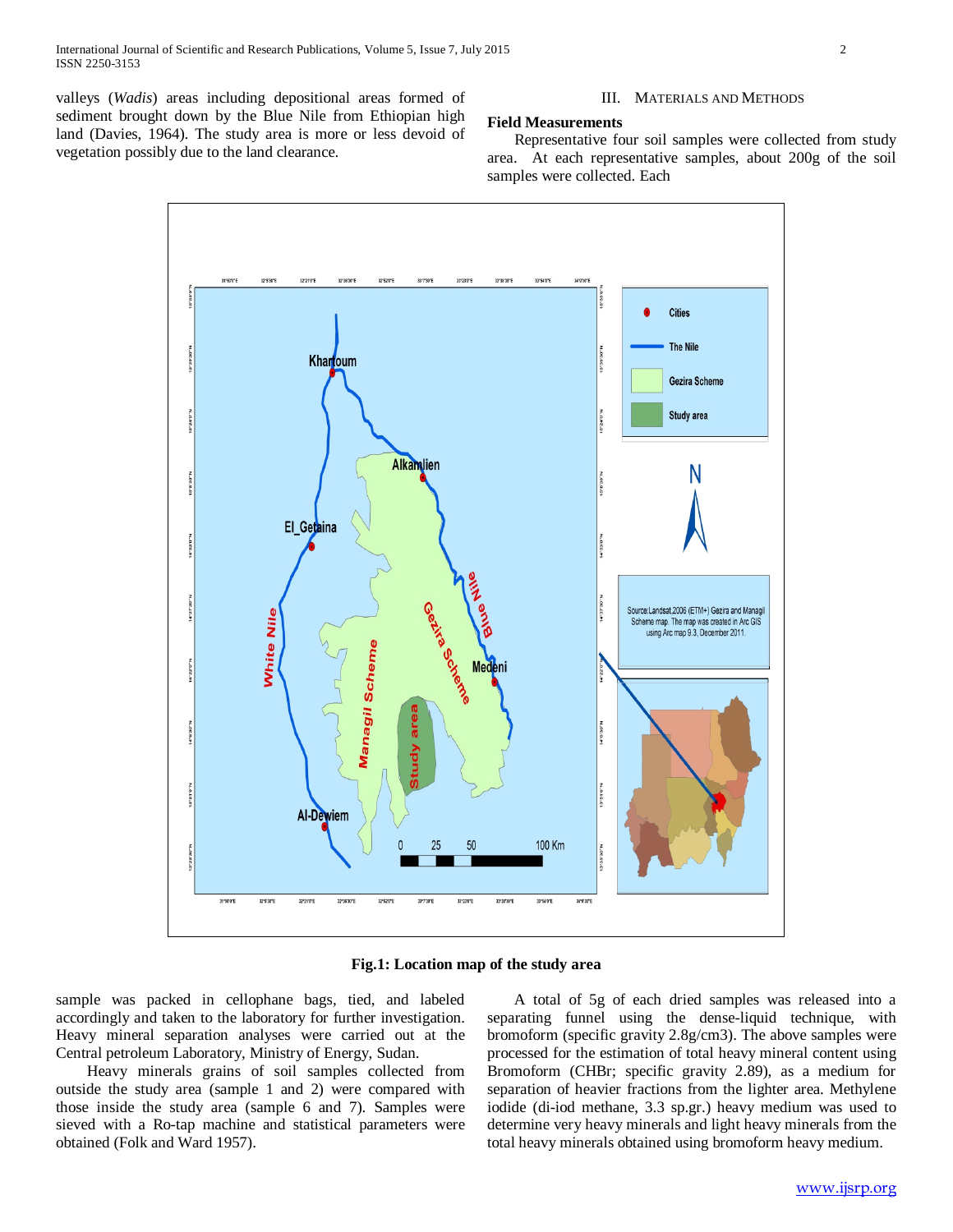valleys (*Wadis*) areas including depositional areas formed of sediment brought down by the Blue Nile from Ethiopian high land (Davies, 1964). The study area is more or less devoid of vegetation possibly due to the land clearance.

## III. Materials and Methods

### Field Measurements

Representative four soil samples were collected from study area. At each representative samples, about 200g of the soil samples were collected. Each sample was packed in cellophane bags, tied, and labeled accordingly and taken to the laboratory for further investigation. Heavy mineral separation analyses were carried out at the Central petroleum Laboratory, Ministry of Energy, Sudan.

**Fig.1: Location map of the study area**

Heavy minerals grains of soil samples collected from outside the study area (sample 1 and 2) were compared with those inside the study area (sample 6 and 7). Samples were sieved with a Ro-tap machine and statistical parameters were obtained (Folk and Ward 1957).

A total of 5g of each dried samples was released into a separating funnel using the dense-liquid technique, with bromoform (specific gravity 2.8g/cm3). The above samples were processed for the estimation of total heavy mineral content using Bromoform ($CHBr$; specific gravity 2.89), as a medium for separation of heavier fractions from the lighter area. Methylene iodide (di-iod methane, 3.3 sp.gr.) heavy medium was used to determine very heavy minerals and light heavy minerals from the total heavy minerals obtained using bromoform heavy medium.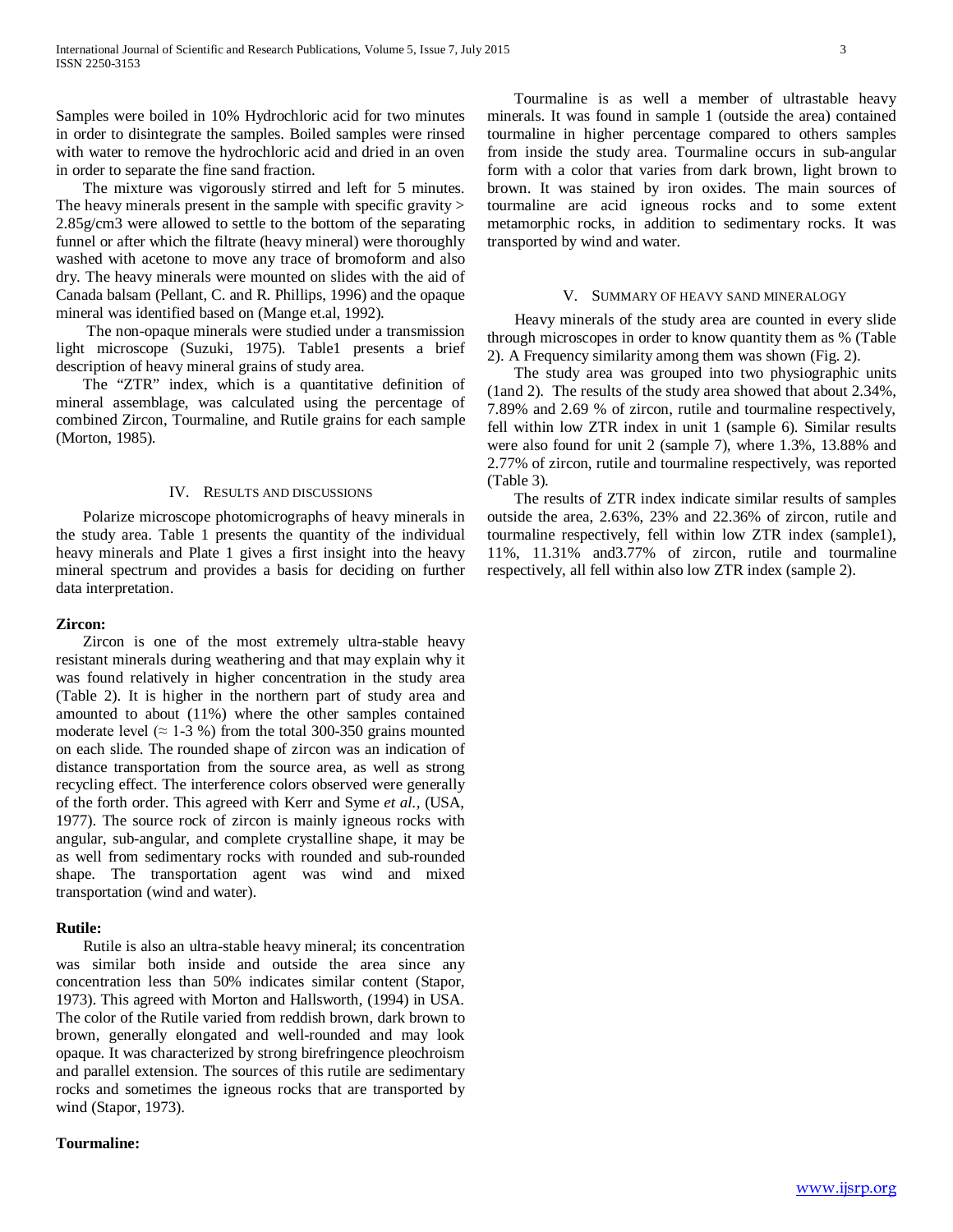Samples were boiled in 10% Hydrochloric acid for two minutes in order to disintegrate the samples. Boiled samples were rinsed with water to remove the hydrochloric acid and dried in an oven in order to separate the fine sand fraction.

The mixture was vigorously stirred and left for 5 minutes. The heavy minerals present in the sample with specific gravity > 2.85g/cm3 were allowed to settle to the bottom of the separating funnel or after which the filtrate (heavy mineral) were thoroughly washed with acetone to move any trace of bromoform and also dry. The heavy minerals were mounted on slides with the aid of Canada balsam (Pellant, C. and R. Phillips, 1996) and the opaque mineral was identified based on (Mange et.al, 1992).

The non-opaque minerals were studied under a transmission light microscope (Suzuki, 1975). Table1 presents a brief description of heavy mineral grains of study area.

The "ZTR" index, which is a quantitative definition of mineral assemblage, was calculated using the percentage of combined Zircon, Tourmaline, and Rutile grains for each sample (Morton, 1985).

## IV. Results and discussions

Polarize microscope photomicrographs of heavy minerals in the study area. Table 1 presents the quantity of the individual heavy minerals and Plate 1 gives a first insight into the heavy mineral spectrum and provides a basis for deciding on further data interpretation.

**Zircon:**

Zircon is one of the most extremely ultra-stable heavy resistant minerals during weathering and that may explain why it was found relatively in higher concentration in the study area (Table 2). It is higher in the northern part of study area and amounted to about (11%) where the other samples contained moderate level (≈ 1-3 %) from the total 300-350 grains mounted on each slide. The rounded shape of zircon was an indication of distance transportation from the source area, as well as strong recycling effect. The interference colors observed were generally of the forth order. This agreed with Kerr and Syme *et al.,* (USA, 1977). The source rock of zircon is mainly igneous rocks with angular, sub-angular, and complete crystalline shape, it may be as well from sedimentary rocks with rounded and sub-rounded shape. The transportation agent was wind and mixed transportation (wind and water).

**Rutile:**

Rutile is also an ultra-stable heavy mineral; its concentration was similar both inside and outside the area since any concentration less than 50% indicates similar content (Stapor, 1973). This agreed with Morton and Hallsworth, (1994) in USA. The color of the Rutile varied from reddish brown, dark brown to brown, generally elongated and well-rounded and may look opaque. It was characterized by strong birefringence pleochroism and parallel extension. The sources of this rutile are sedimentary rocks and sometimes the igneous rocks that are transported by wind (Stapor, 1973).

**Tourmaline:**

Tourmaline is as well a member of ultrastable heavy minerals. It was found in sample 1 (outside the area) contained tourmaline in higher percentage compared to others samples from inside the study area. Tourmaline occurs in sub-angular form with a color that varies from dark brown, light brown to brown. It was stained by iron oxides. The main sources of tourmaline are acid igneous rocks and to some extent metamorphic rocks, in addition to sedimentary rocks. It was transported by wind and water.

## V. Summary of heavy sand mineralogy

Heavy minerals of the study area are counted in every slide through microscopes in order to know quantity them as % (Table 2). A Frequency similarity among them was shown (Fig. 2).

The study area was grouped into two physiographic units (1and 2). The results of the study area showed that about 2.34%, 7.89% and 2.69 % of zircon, rutile and tourmaline respectively, fell within low ZTR index in unit 1 (sample 6). Similar results were also found for unit 2 (sample 7), where 1.3%, 13.88% and 2.77% of zircon, rutile and tourmaline respectively, was reported (Table 3).

The results of ZTR index indicate similar results of samples outside the area, 2.63%, 23% and 22.36% of zircon, rutile and tourmaline respectively, fell within low ZTR index (sample1), 11%, 11.31% and3.77% of zircon, rutile and tourmaline respectively, all fell within also low ZTR index (sample 2).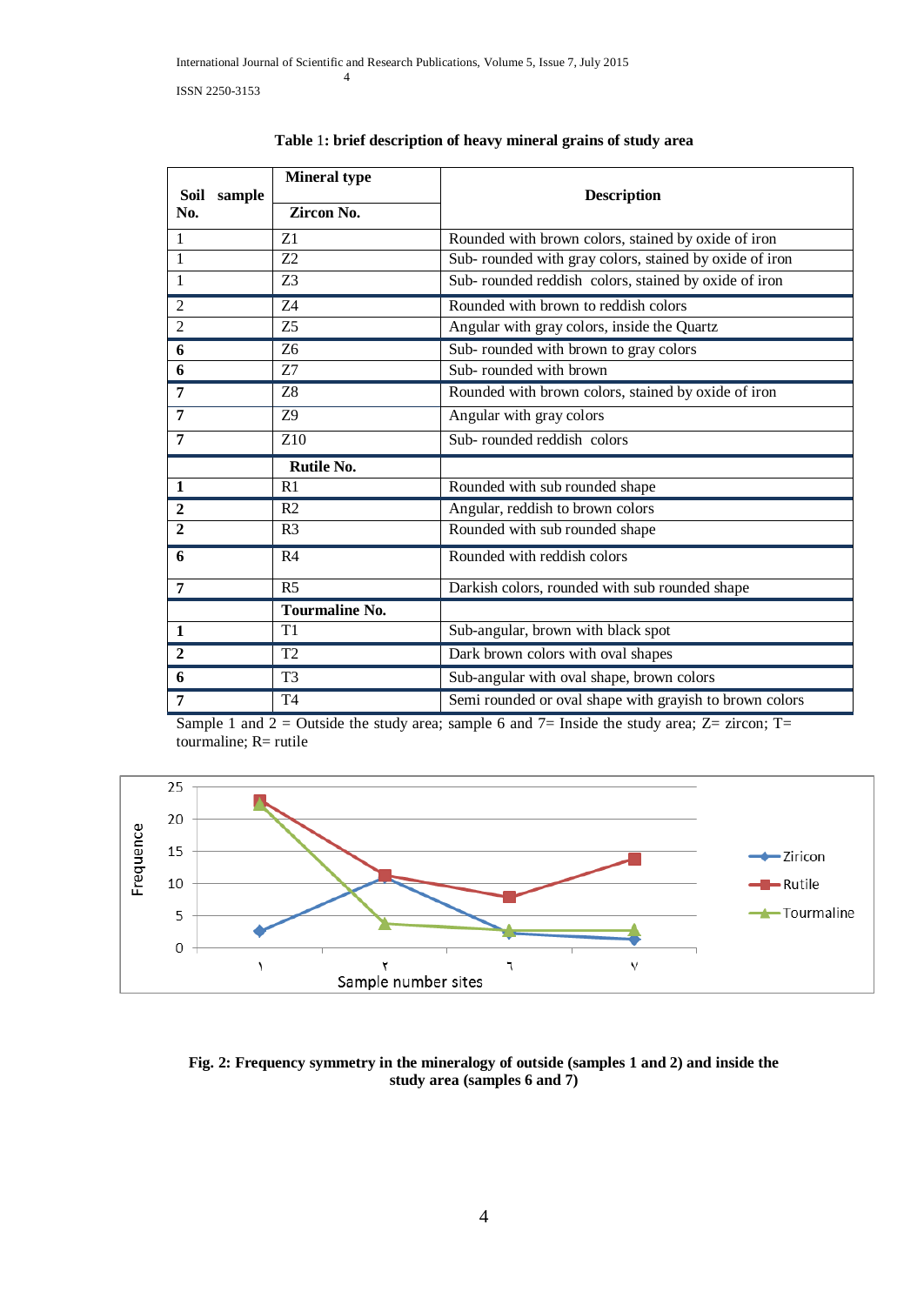**Table 1: brief description of heavy mineral grains of study area**

| Soil sample No. | Mineral type | Description |
|---|---|---|
| | **Zircon No.** | |
| 1 | Z1 | Rounded with brown colors, stained by oxide of iron |
| 1 | Z2 | Sub- rounded with gray colors, stained by oxide of iron |
| 1 | Z3 | Sub- rounded reddish colors, stained by oxide of iron |
| 2 | Z4 | Rounded with brown to reddish colors |
| 2 | Z5 | Angular with gray colors, inside the Quartz |
| **6** | Z6 | Sub- rounded with brown to gray colors |
| **6** | Z7 | Sub- rounded with brown |
| **7** | Z8 | Rounded with brown colors, stained by oxide of iron |
| **7** | Z9 | Angular with gray colors |
| **7** | Z10 | Sub- rounded reddish colors |
| | **Rutile No.** | |
| **1** | R1 | Rounded with sub rounded shape |
| **2** | R2 | Angular, reddish to brown colors |
| **2** | R3 | Rounded with sub rounded shape |
| **6** | R4 | Rounded with reddish colors |
| **7** | R5 | Darkish colors, rounded with sub rounded shape |
| | **Tourmaline No.** | |
| **1** | T1 | Sub-angular, brown with black spot |
| **2** | T2 | Dark brown colors with oval shapes |
| **6** | T3 | Sub-angular with oval shape, brown colors |
| **7** | T4 | Semi rounded or oval shape with grayish to brown colors |

Sample 1 and 2 = Outside the study area; sample 6 and 7= Inside the study area; Z= zircon; T= tourmaline; R= rutile

**Fig. 2: Frequency symmetry in the mineralogy of outside (samples 1 and 2) and inside the study area (samples 6 and 7)**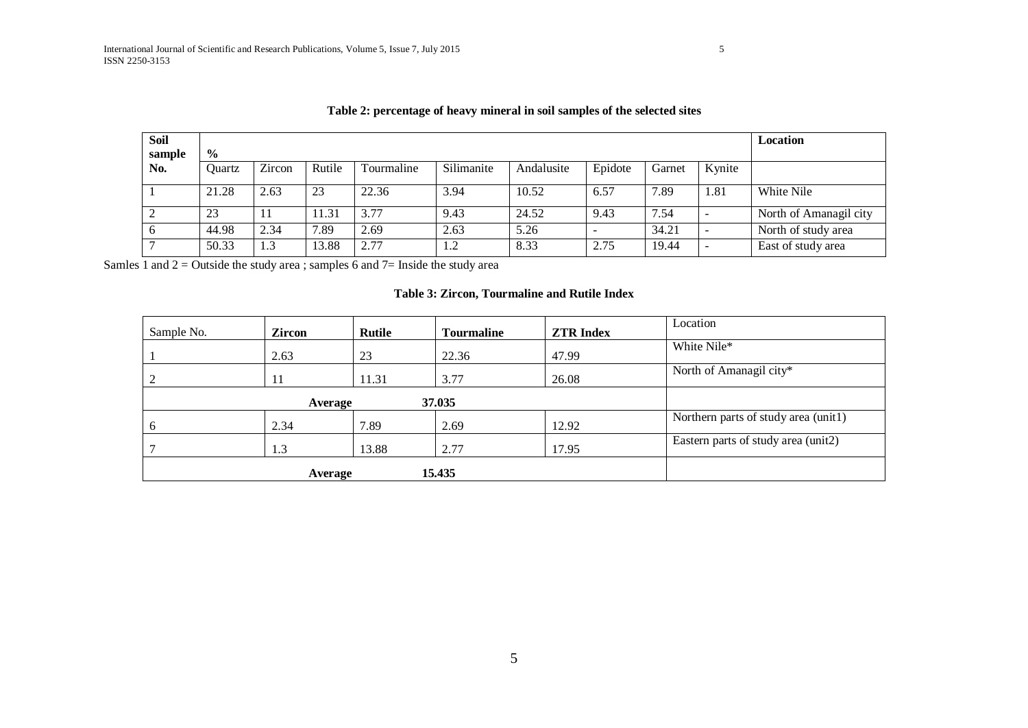**Table 2: percentage of heavy mineral in soil samples of the selected sites**

| Soil sample No. | % | | | | | | | | | Location |
|---|---|---|---|---|---|---|---|---|---|---|
| | Quartz | Zircon | Rutile | Tourmaline | Silimanite | Andalusite | Epidote | Garnet | Kynite | |
| 1 | 21.28 | 2.63 | 23 | 22.36 | 3.94 | 10.52 | 6.57 | 7.89 | 1.81 | White Nile |
| 2 | 23 | 11 | 11.31 | 3.77 | 9.43 | 24.52 | 9.43 | 7.54 | - | North of Amanagil city |
| 6 | 44.98 | 2.34 | 7.89 | 2.69 | 2.63 | 5.26 | - | 34.21 | - | North of study area |
| 7 | 50.33 | 1.3 | 13.88 | 2.77 | 1.2 | 8.33 | 2.75 | 19.44 | - | East of study area |

Samles 1 and 2 = Outside the study area ; samples 6 and 7= Inside the study area

**Table 3: Zircon, Tourmaline and Rutile Index**

| Sample No. | Zircon | Rutile | Tourmaline | ZTR Index | Location |
|---|---|---|---|---|---|
| 1 | 2.63 | 23 | 22.36 | 47.99 | White Nile* |
| 2 | 11 | 11.31 | 3.77 | 26.08 | North of Amanagil city* |
| | | **Average** | **37.035** | | |
| 6 | 2.34 | 7.89 | 2.69 | 12.92 | Northern parts of study area (unit1) |
| 7 | 1.3 | 13.88 | 2.77 | 17.95 | Eastern parts of study area (unit2) |
| | | **Average** | **15.435** | | |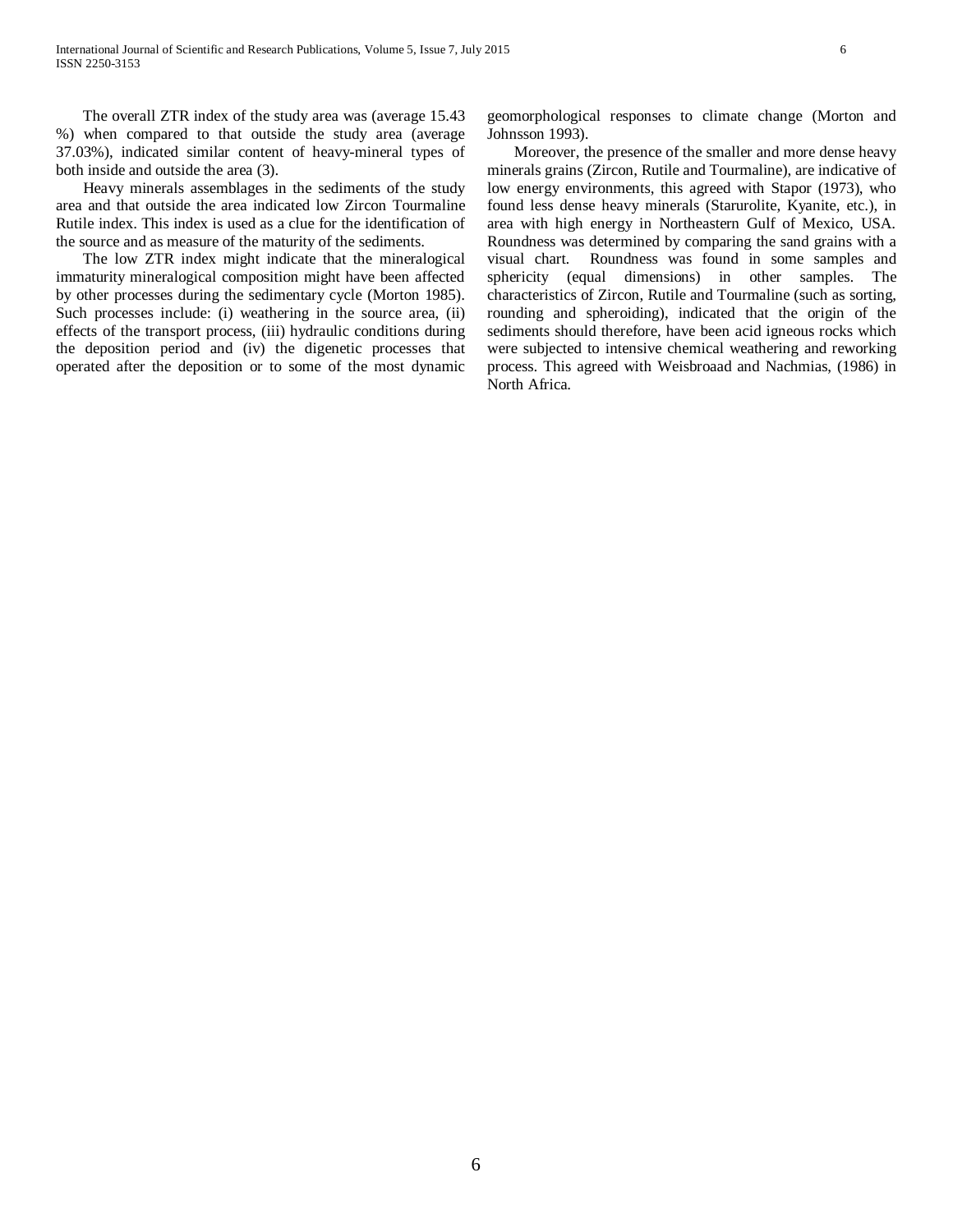The overall ZTR index of the study area was (average 15.43 %) when compared to that outside the study area (average 37.03%), indicated similar content of heavy-mineral types of both inside and outside the area (3).

Heavy minerals assemblages in the sediments of the study area and that outside the area indicated low Zircon Tourmaline Rutile index. This index is used as a clue for the identification of the source and as measure of the maturity of the sediments.

The low ZTR index might indicate that the mineralogical immaturity mineralogical composition might have been affected by other processes during the sedimentary cycle (Morton 1985). Such processes include: (i) weathering in the source area, (ii) effects of the transport process, (iii) hydraulic conditions during the deposition period and (iv) the digenetic processes that operated after the deposition or to some of the most dynamic geomorphological responses to climate change (Morton and Johnsson 1993).

Moreover, the presence of the smaller and more dense heavy minerals grains (Zircon, Rutile and Tourmaline), are indicative of low energy environments, this agreed with Stapor (1973), who found less dense heavy minerals (Starurolite, Kyanite, etc.), in area with high energy in Northeastern Gulf of Mexico, USA. Roundness was determined by comparing the sand grains with a visual chart. Roundness was found in some samples and sphericity (equal dimensions) in other samples. The characteristics of Zircon, Rutile and Tourmaline (such as sorting, rounding and spheroiding), indicated that the origin of the sediments should therefore, have been acid igneous rocks which were subjected to intensive chemical weathering and reworking process. This agreed with Weisbroaad and Nachmias, (1986) in North Africa.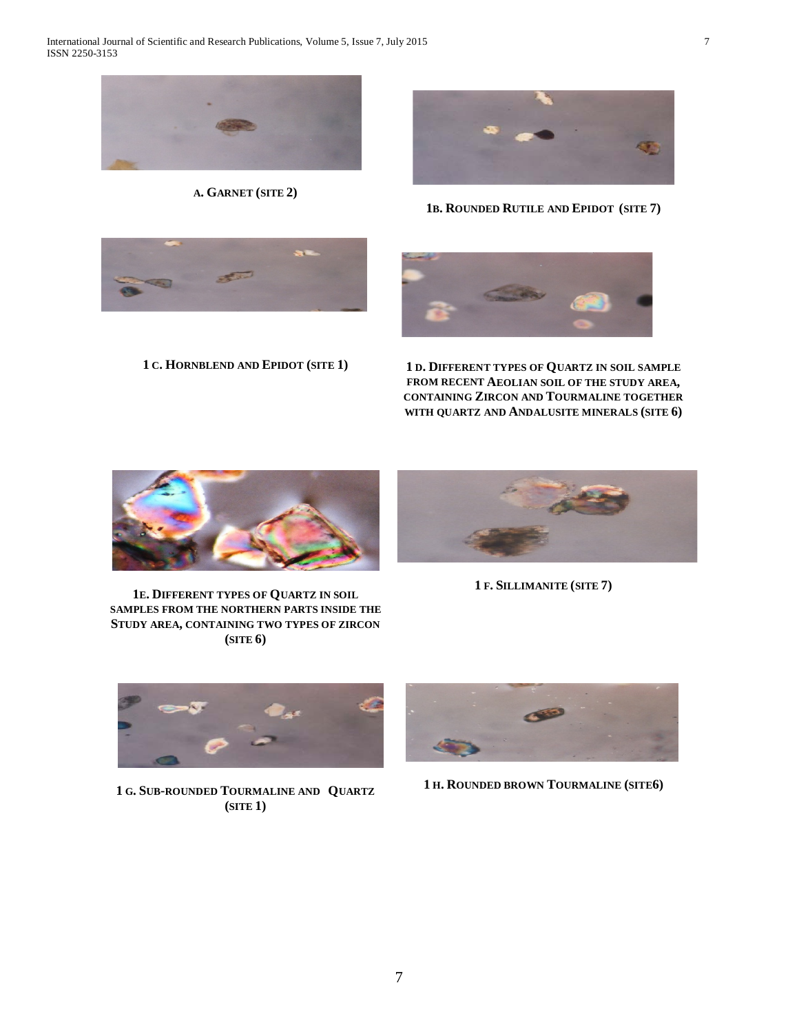A. GARNET (SITE 2)

1B. ROUNDED RUTILE AND EPIDOT (SITE 7)

1 C. HORNBLEND AND EPIDOT (SITE 1)

1 D. DIFFERENT TYPES OF QUARTZ IN SOIL SAMPLE FROM RECENT AEOLIAN SOIL OF THE STUDY AREA, CONTAINING ZIRCON AND TOURMALINE TOGETHER WITH QUARTZ AND ANDALUSITE MINERALS (SITE 6)

1E. DIFFERENT TYPES OF QUARTZ IN SOIL SAMPLES FROM THE NORTHERN PARTS INSIDE THE STUDY AREA, CONTAINING TWO TYPES OF ZIRCON (SITE 6)

1 F. SILLIMANITE (SITE 7)

1 G. SUB-ROUNDED TOURMALINE AND QUARTZ (SITE 1)

1 H. ROUNDED BROWN TOURMALINE (SITE6)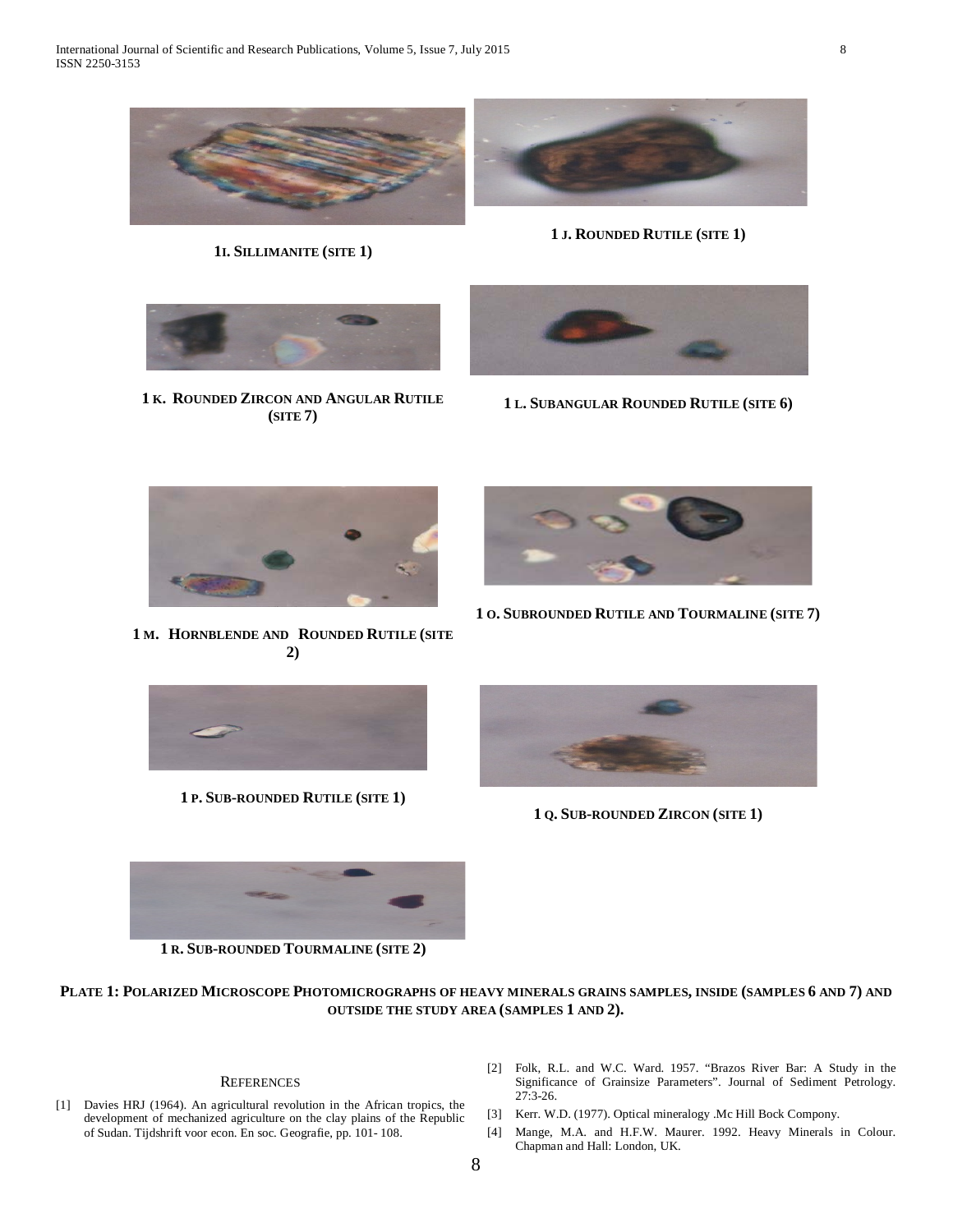**1I. SILLIMANITE (SITE 1)**

**1 J. ROUNDED RUTILE (SITE 1)**

**1 K. ROUNDED ZIRCON AND ANGULAR RUTILE (SITE 7)**

**1 L. SUBANGULAR ROUNDED RUTILE (SITE 6)**

**1 M. HORNBLENDE AND ROUNDED RUTILE (SITE 2)**

**1 O. SUBROUNDED RUTILE AND TOURMALINE (SITE 7)**

**1 P. SUB-ROUNDED RUTILE (SITE 1)**

**1 Q. SUB-ROUNDED ZIRCON (SITE 1)**

**1 R. SUB-ROUNDED TOURMALINE (SITE 2)**

**PLATE 1: POLARIZED MICROSCOPE PHOTOMICROGRAPHS OF HEAVY MINERALS GRAINS SAMPLES, INSIDE (SAMPLES 6 AND 7) AND OUTSIDE THE STUDY AREA (SAMPLES 1 AND 2).**

## REFERENCES

[1] Davies HRJ (1964). An agricultural revolution in the African tropics, the development of mechanized agriculture on the clay plains of the Republic of Sudan. Tijdshrift voor econ. En soc. Geografie, pp. 101- 108.

[2] Folk, R.L. and W.C. Ward. 1957. "Brazos River Bar: A Study in the Significance of Grainsize Parameters". Journal of Sediment Petrology. 27:3-26.

[3] Kerr. W.D. (1977). Optical mineralogy .Mc Hill Bock Compony.

[4] Mange, M.A. and H.F.W. Maurer. 1992. Heavy Minerals in Colour. Chapman and Hall: London, UK.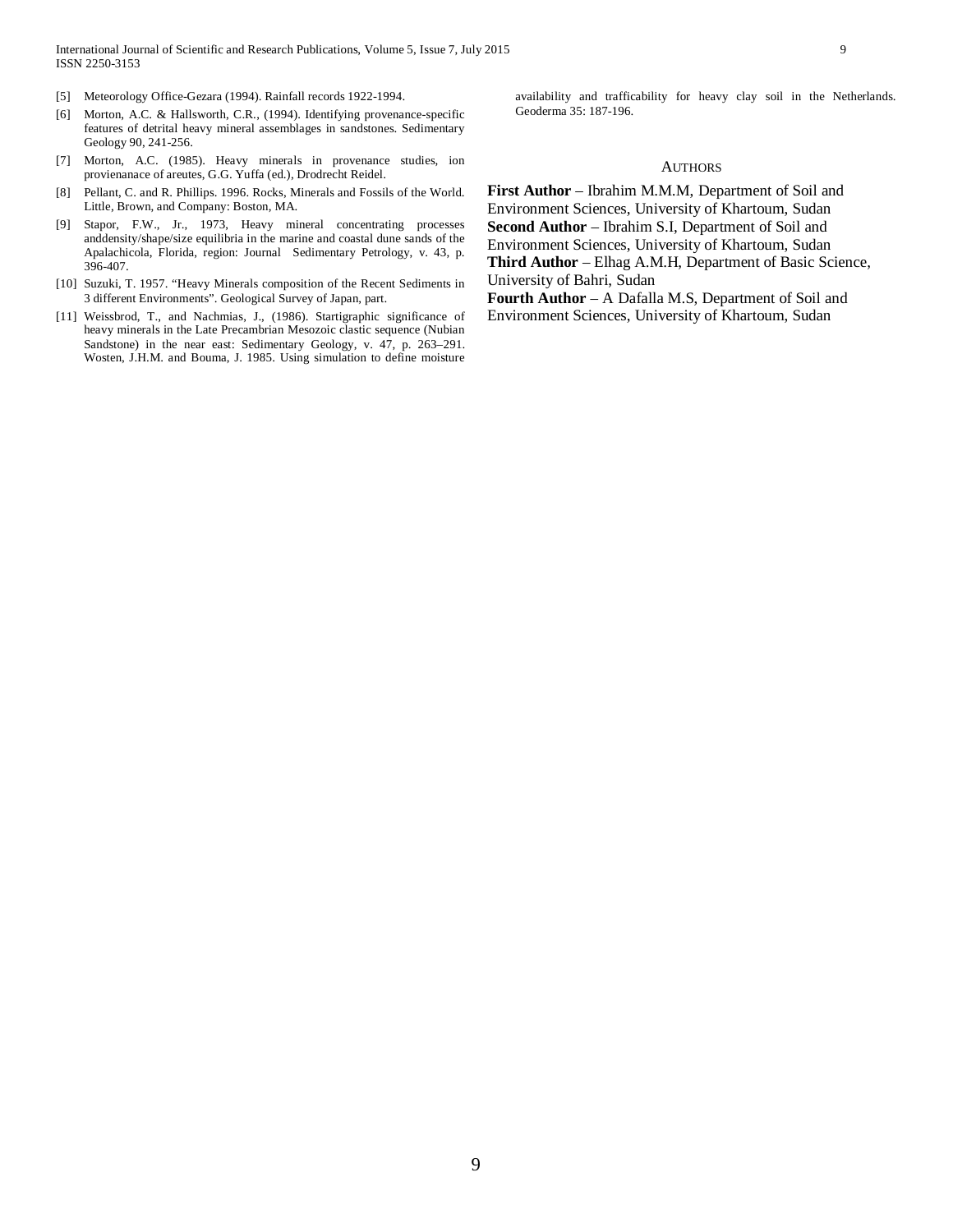[5] Meteorology Office-Gezara (1994). Rainfall records 1922-1994.

[6] Morton, A.C. & Hallsworth, C.R., (1994). Identifying provenance-specific features of detrital heavy mineral assemblages in sandstones. Sedimentary Geology 90, 241-256.

[7] Morton, A.C. (1985). Heavy minerals in provenance studies, ion provienanace of areutes, G.G. Yuffa (ed.), Drodrecht Reidel.

[8] Pellant, C. and R. Phillips. 1996. Rocks, Minerals and Fossils of the World. Little, Brown, and Company: Boston, MA.

[9] Stapor, F.W., Jr., 1973, Heavy mineral concentrating processes anddensity/shape/size equilibria in the marine and coastal dune sands of the Apalachicola, Florida, region: Journal Sedimentary Petrology, v. 43, p. 396-407.

[10] Suzuki, T. 1957. "Heavy Minerals composition of the Recent Sediments in 3 different Environments". Geological Survey of Japan, part.

[11] Weissbrod, T., and Nachmias, J., (1986). Startigraphic significance of heavy minerals in the Late Precambrian Mesozoic clastic sequence (Nubian Sandstone) in the near east: Sedimentary Geology, v. 47, p. 263–291. Wosten, J.H.M. and Bouma, J. 1985. Using simulation to define moisture availability and trafficability for heavy clay soil in the Netherlands. Geoderma 35: 187-196.

## Authors

**First Author** – Ibrahim M.M.M, Department of Soil and Environment Sciences, University of Khartoum, Sudan
**Second Author** – Ibrahim S.I, Department of Soil and Environment Sciences, University of Khartoum, Sudan
**Third Author** – Elhag A.M.H, Department of Basic Science, University of Bahri, Sudan
**Fourth Author** – A Dafalla M.S, Department of Soil and Environment Sciences, University of Khartoum, Sudan